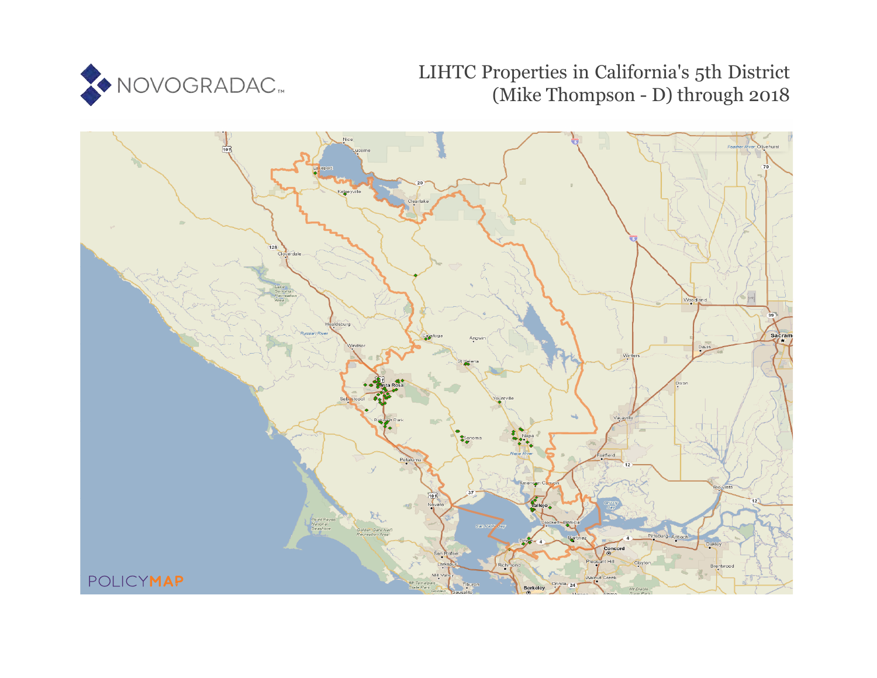NOVOGRADAC

# LIHTC Properties in California's 5th District (Mike Thompson - D) through 2018

POLICYMAP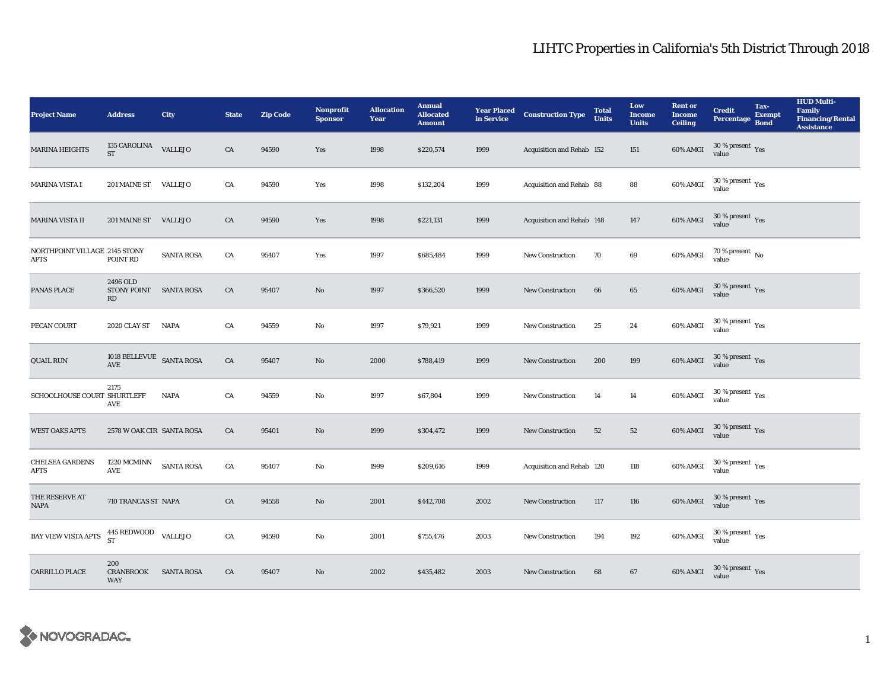# LIHTC Properties in California's 5th District Through 2018

| Project Name | Address | City | State | Zip Code | Nonprofit Sponsor | Allocation Year | Annual Allocated Amount | Year Placed in Service | Construction Type | Total Units | Low Income Units | Rent or Income Ceiling | Credit Percentage | Tax-Exempt Bond | HUD Multi-Family Financing/Rental Assistance |
|---|---|---|---|---|---|---|---|---|---|---|---|---|---|---|---|
| MARINA HEIGHTS | 135 CAROLINA ST | VALLEJO | CA | 94590 | Yes | 1998 | $220,574 | 1999 | Acquisition and Rehab | 152 | 151 | 60% AMGI | 30 % present value | Yes | |
| MARINA VISTA I | 201 MAINE ST | VALLEJO | CA | 94590 | Yes | 1998 | $132,204 | 1999 | Acquisition and Rehab | 88 | 88 | 60% AMGI | 30 % present value | Yes | |
| MARINA VISTA II | 201 MAINE ST | VALLEJO | CA | 94590 | Yes | 1998 | $221,131 | 1999 | Acquisition and Rehab | 148 | 147 | 60% AMGI | 30 % present value | Yes | |
| NORTHPOINT VILLAGE APTS | 2145 STONY POINT RD | SANTA ROSA | CA | 95407 | Yes | 1997 | $685,484 | 1999 | New Construction | 70 | 69 | 60% AMGI | 70 % present value | No | |
| PANAS PLACE | 2496 OLD STONY POINT RD | SANTA ROSA | CA | 95407 | No | 1997 | $366,520 | 1999 | New Construction | 66 | 65 | 60% AMGI | 30 % present value | Yes | |
| PECAN COURT | 2020 CLAY ST | NAPA | CA | 94559 | No | 1997 | $79,921 | 1999 | New Construction | 25 | 24 | 60% AMGI | 30 % present value | Yes | |
| QUAIL RUN | 1018 BELLEVUE AVE | SANTA ROSA | CA | 95407 | No | 2000 | $788,419 | 1999 | New Construction | 200 | 199 | 60% AMGI | 30 % present value | Yes | |
| SCHOOLHOUSE COURT | 2175 SHURTLEFF AVE | NAPA | CA | 94559 | No | 1997 | $67,804 | 1999 | New Construction | 14 | 14 | 60% AMGI | 30 % present value | Yes | |
| WEST OAKS APTS | 2578 W OAK CIR | SANTA ROSA | CA | 95401 | No | 1999 | $304,472 | 1999 | New Construction | 52 | 52 | 60% AMGI | 30 % present value | Yes | |
| CHELSEA GARDENS APTS | 1220 MCMINN AVE | SANTA ROSA | CA | 95407 | No | 1999 | $209,616 | 1999 | Acquisition and Rehab | 120 | 118 | 60% AMGI | 30 % present value | Yes | |
| THE RESERVE AT NAPA | 710 TRANCAS ST | NAPA | CA | 94558 | No | 2001 | $442,708 | 2002 | New Construction | 117 | 116 | 60% AMGI | 30 % present value | Yes | |
| BAY VIEW VISTA APTS | 445 REDWOOD ST | VALLEJO | CA | 94590 | No | 2001 | $755,476 | 2003 | New Construction | 194 | 192 | 60% AMGI | 30 % present value | Yes | |
| CARRILLO PLACE | 200 CRANBROOK WAY | SANTA ROSA | CA | 95407 | No | 2002 | $435,482 | 2003 | New Construction | 68 | 67 | 60% AMGI | 30 % present value | Yes | |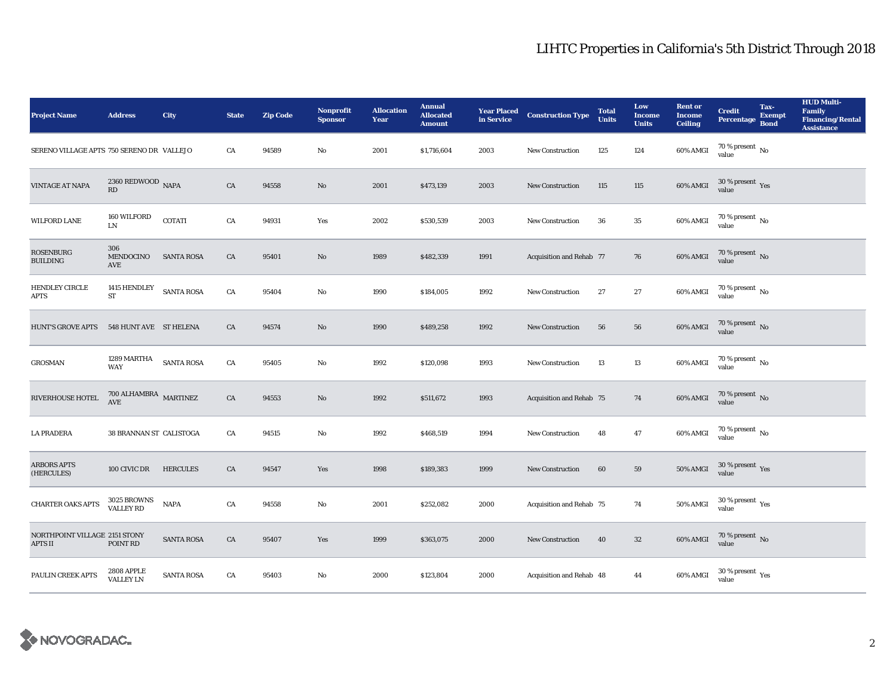# LIHTC Properties in California's 5th District Through 2018

| Project Name | Address | City | State | Zip Code | Nonprofit Sponsor | Allocation Year | Annual Allocated Amount | Year Placed in Service | Construction Type | Total Units | Low Income Units | Rent or Income Ceiling | Credit Percentage | Tax-Exempt Bond | HUD Multi-Family Financing/Rental Assistance |
|---|---|---|---|---|---|---|---|---|---|---|---|---|---|---|---|
| SERENO VILLAGE APTS | 750 SERENO DR | VALLEJO | CA | 94589 | No | 2001 | $1,716,604 | 2003 | New Construction | 125 | 124 | 60% AMGI | 70 % present value | No | |
| VINTAGE AT NAPA | 2360 REDWOOD RD | NAPA | CA | 94558 | No | 2001 | $473,139 | 2003 | New Construction | 115 | 115 | 60% AMGI | 30 % present value | Yes | |
| WILFORD LANE | 160 WILFORD LN | COTATI | CA | 94931 | Yes | 2002 | $530,539 | 2003 | New Construction | 36 | 35 | 60% AMGI | 70 % present value | No | |
| ROSENBURG BUILDING | 306 MENDOCINO AVE | SANTA ROSA | CA | 95401 | No | 1989 | $482,339 | 1991 | Acquisition and Rehab | 77 | 76 | 60% AMGI | 70 % present value | No | |
| HENDLEY CIRCLE APTS | 1415 HENDLEY ST | SANTA ROSA | CA | 95404 | No | 1990 | $184,005 | 1992 | New Construction | 27 | 27 | 60% AMGI | 70 % present value | No | |
| HUNT'S GROVE APTS | 548 HUNT AVE | ST HELENA | CA | 94574 | No | 1990 | $489,258 | 1992 | New Construction | 56 | 56 | 60% AMGI | 70 % present value | No | |
| GROSMAN | 1289 MARTHA WAY | SANTA ROSA | CA | 95405 | No | 1992 | $120,098 | 1993 | New Construction | 13 | 13 | 60% AMGI | 70 % present value | No | |
| RIVERHOUSE HOTEL | 700 ALHAMBRA AVE | MARTINEZ | CA | 94553 | No | 1992 | $511,672 | 1993 | Acquisition and Rehab | 75 | 74 | 60% AMGI | 70 % present value | No | |
| LA PRADERA | 38 BRANNAN ST | CALISTOGA | CA | 94515 | No | 1992 | $468,519 | 1994 | New Construction | 48 | 47 | 60% AMGI | 70 % present value | No | |
| ARBORS APTS (HERCULES) | 100 CIVIC DR | HERCULES | CA | 94547 | Yes | 1998 | $189,383 | 1999 | New Construction | 60 | 59 | 50% AMGI | 30 % present value | Yes | |
| CHARTER OAKS APTS | 3025 BROWNS VALLEY RD | NAPA | CA | 94558 | No | 2001 | $252,082 | 2000 | Acquisition and Rehab | 75 | 74 | 50% AMGI | 30 % present value | Yes | |
| NORTHPOINT VILLAGE APTS II | 2151 STONY POINT RD | SANTA ROSA | CA | 95407 | Yes | 1999 | $363,075 | 2000 | New Construction | 40 | 32 | 60% AMGI | 70 % present value | No | |
| PAULIN CREEK APTS | 2808 APPLE VALLEY LN | SANTA ROSA | CA | 95403 | No | 2000 | $123,804 | 2000 | Acquisition and Rehab | 48 | 44 | 60% AMGI | 30 % present value | Yes | |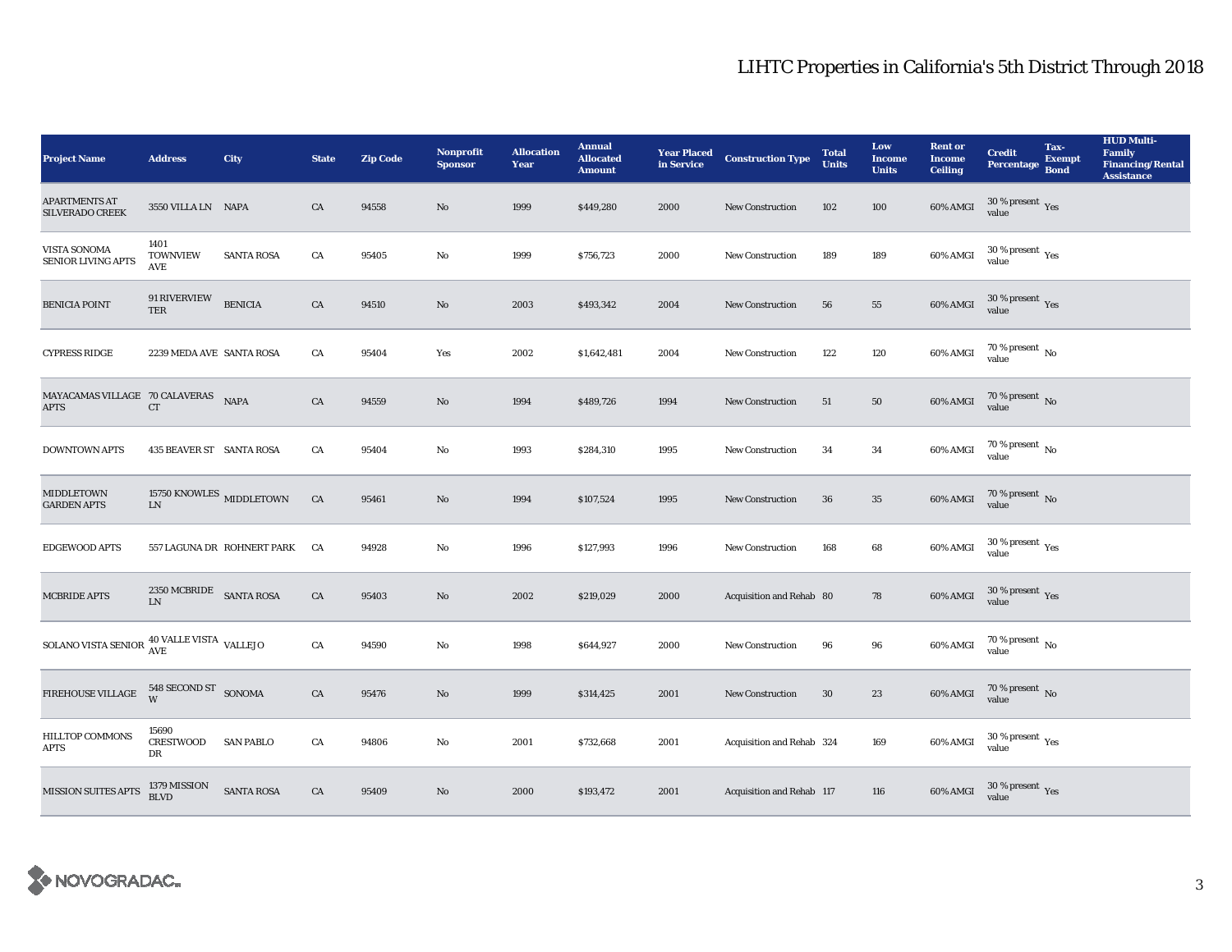# LIHTC Properties in California's 5th District Through 2018

| Project Name | Address | City | State | Zip Code | Nonprofit Sponsor | Allocation Year | Annual Allocated Amount | Year Placed in Service | Construction Type | Total Units | Low Income Units | Rent or Income Ceiling | Credit Percentage | Tax-Exempt Bond | HUD Multi-Family Financing/Rental Assistance |
|---|---|---|---|---|---|---|---|---|---|---|---|---|---|---|---|
| APARTMENTS AT SILVERADO CREEK | 3550 VILLA LN | NAPA | CA | 94558 | No | 1999 | $449,280 | 2000 | New Construction | 102 | 100 | 60% AMGI | 30 % present value | Yes | |
| VISTA SONOMA SENIOR LIVING APTS | 1401 TOWNVIEW AVE | SANTA ROSA | CA | 95405 | No | 1999 | $756,723 | 2000 | New Construction | 189 | 189 | 60% AMGI | 30 % present value | Yes | |
| BENICIA POINT | 91 RIVERVIEW TER | BENICIA | CA | 94510 | No | 2003 | $493,342 | 2004 | New Construction | 56 | 55 | 60% AMGI | 30 % present value | Yes | |
| CYPRESS RIDGE | 2239 MEDA AVE | SANTA ROSA | CA | 95404 | Yes | 2002 | $1,642,481 | 2004 | New Construction | 122 | 120 | 60% AMGI | 70 % present value | No | |
| MAYACAMAS VILLAGE APTS | 70 CALAVERAS CT | NAPA | CA | 94559 | No | 1994 | $489,726 | 1994 | New Construction | 51 | 50 | 60% AMGI | 70 % present value | No | |
| DOWNTOWN APTS | 435 BEAVER ST | SANTA ROSA | CA | 95404 | No | 1993 | $284,310 | 1995 | New Construction | 34 | 34 | 60% AMGI | 70 % present value | No | |
| MIDDLETOWN GARDEN APTS | 15750 KNOWLES LN | MIDDLETOWN | CA | 95461 | No | 1994 | $107,524 | 1995 | New Construction | 36 | 35 | 60% AMGI | 70 % present value | No | |
| EDGEWOOD APTS | 557 LAGUNA DR | ROHNERT PARK | CA | 94928 | No | 1996 | $127,993 | 1996 | New Construction | 168 | 68 | 60% AMGI | 30 % present value | Yes | |
| MCBRIDE APTS | 2350 MCBRIDE LN | SANTA ROSA | CA | 95403 | No | 2002 | $219,029 | 2000 | Acquisition and Rehab | 80 | 78 | 60% AMGI | 30 % present value | Yes | |
| SOLANO VISTA SENIOR | 40 VALLE VISTA AVE | VALLEJO | CA | 94590 | No | 1998 | $644,927 | 2000 | New Construction | 96 | 96 | 60% AMGI | 70 % present value | No | |
| FIREHOUSE VILLAGE | 548 SECOND ST W | SONOMA | CA | 95476 | No | 1999 | $314,425 | 2001 | New Construction | 30 | 23 | 60% AMGI | 70 % present value | No | |
| HILLTOP COMMONS APTS | 15690 CRESTWOOD DR | SAN PABLO | CA | 94806 | No | 2001 | $732,668 | 2001 | Acquisition and Rehab | 324 | 169 | 60% AMGI | 30 % present value | Yes | |
| MISSION SUITES APTS | 1379 MISSION BLVD | SANTA ROSA | CA | 95409 | No | 2000 | $193,472 | 2001 | Acquisition and Rehab | 117 | 116 | 60% AMGI | 30 % present value | Yes | |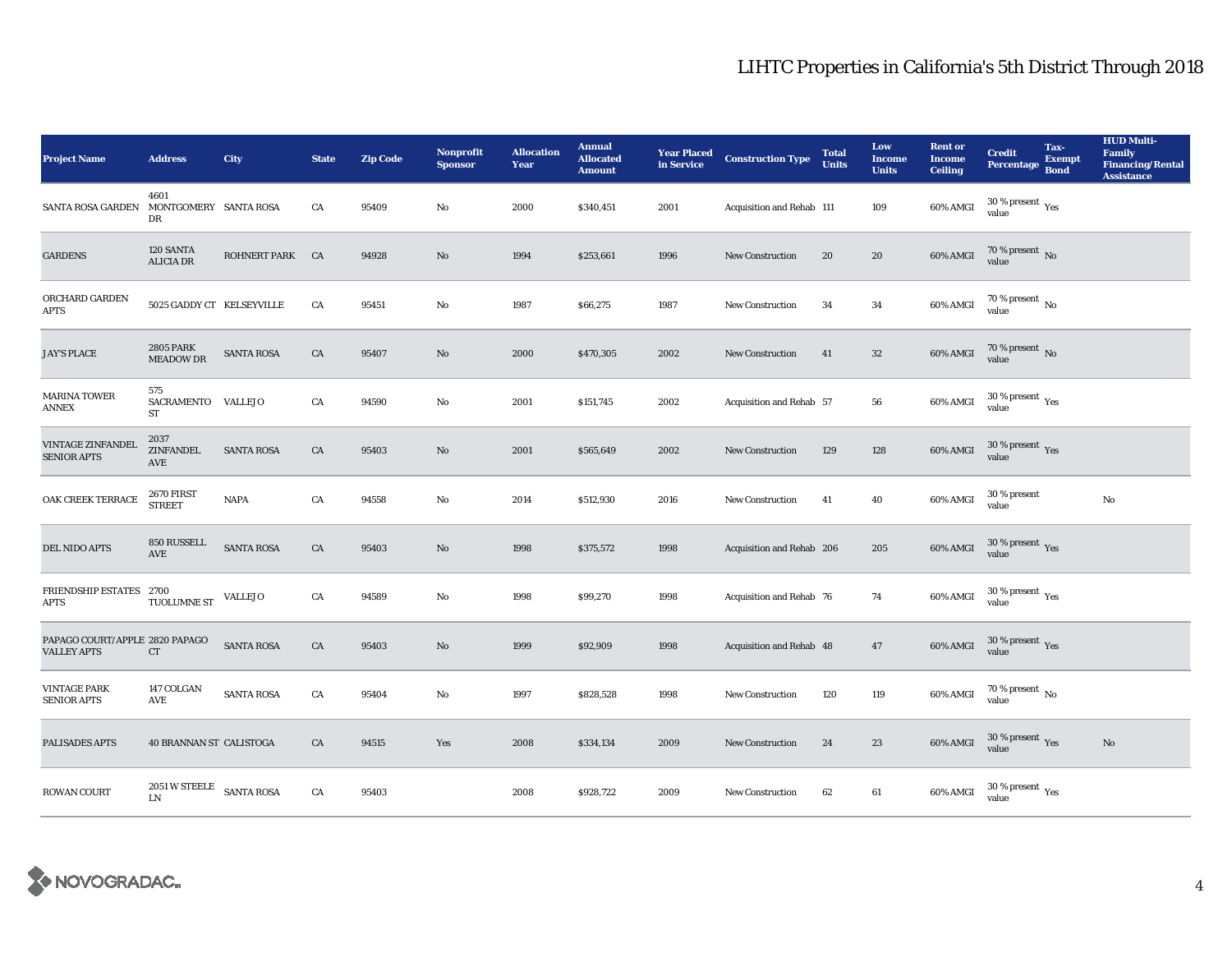## LIHTC Properties in California's 5th District Through 2018

| Project Name | Address | City | State | Zip Code | Nonprofit Sponsor | Allocation Year | Annual Allocated Amount | Year Placed in Service | Construction Type | Total Units | Low Income Units | Rent or Income Ceiling | Credit Percentage | Tax-Exempt Bond | HUD Multi-Family Financing/Rental Assistance |
|---|---|---|---|---|---|---|---|---|---|---|---|---|---|---|---|
| SANTA ROSA GARDEN | 4601 MONTGOMERY DR | SANTA ROSA | CA | 95409 | No | 2000 | $340,451 | 2001 | Acquisition and Rehab | 111 | 109 | 60% AMGI | 30 % present value | Yes | |
| GARDENS | 120 SANTA ALICIA DR | ROHNERT PARK | CA | 94928 | No | 1994 | $253,661 | 1996 | New Construction | 20 | 20 | 60% AMGI | 70 % present value | No | |
| ORCHARD GARDEN APTS | 5025 GADDY CT | KELSEYVILLE | CA | 95451 | No | 1987 | $66,275 | 1987 | New Construction | 34 | 34 | 60% AMGI | 70 % present value | No | |
| JAY'S PLACE | 2805 PARK MEADOW DR | SANTA ROSA | CA | 95407 | No | 2000 | $470,305 | 2002 | New Construction | 41 | 32 | 60% AMGI | 70 % present value | No | |
| MARINA TOWER ANNEX | 575 SACRAMENTO ST | VALLEJO | CA | 94590 | No | 2001 | $151,745 | 2002 | Acquisition and Rehab | 57 | 56 | 60% AMGI | 30 % present value | Yes | |
| VINTAGE ZINFANDEL SENIOR APTS | 2037 ZINFANDEL AVE | SANTA ROSA | CA | 95403 | No | 2001 | $565,649 | 2002 | New Construction | 129 | 128 | 60% AMGI | 30 % present value | Yes | |
| OAK CREEK TERRACE | 2670 FIRST STREET | NAPA | CA | 94558 | No | 2014 | $512,930 | 2016 | New Construction | 41 | 40 | 60% AMGI | 30 % present value | | No |
| DEL NIDO APTS | 850 RUSSELL AVE | SANTA ROSA | CA | 95403 | No | 1998 | $375,572 | 1998 | Acquisition and Rehab | 206 | 205 | 60% AMGI | 30 % present value | Yes | |
| FRIENDSHIP ESTATES APTS | 2700 TUOLUMNE ST | VALLEJO | CA | 94589 | No | 1998 | $99,270 | 1998 | Acquisition and Rehab | 76 | 74 | 60% AMGI | 30 % present value | Yes | |
| PAPAGO COURT/APPLE VALLEY APTS | 2820 PAPAGO CT | SANTA ROSA | CA | 95403 | No | 1999 | $92,909 | 1998 | Acquisition and Rehab | 48 | 47 | 60% AMGI | 30 % present value | Yes | |
| VINTAGE PARK SENIOR APTS | 147 COLGAN AVE | SANTA ROSA | CA | 95404 | No | 1997 | $828,528 | 1998 | New Construction | 120 | 119 | 60% AMGI | 70 % present value | No | |
| PALISADES APTS | 40 BRANNAN ST | CALISTOGA | CA | 94515 | Yes | 2008 | $334,134 | 2009 | New Construction | 24 | 23 | 60% AMGI | 30 % present value | Yes | No |
| ROWAN COURT | 2051 W STEELE LN | SANTA ROSA | CA | 95403 | | 2008 | $928,722 | 2009 | New Construction | 62 | 61 | 60% AMGI | 30 % present value | Yes | |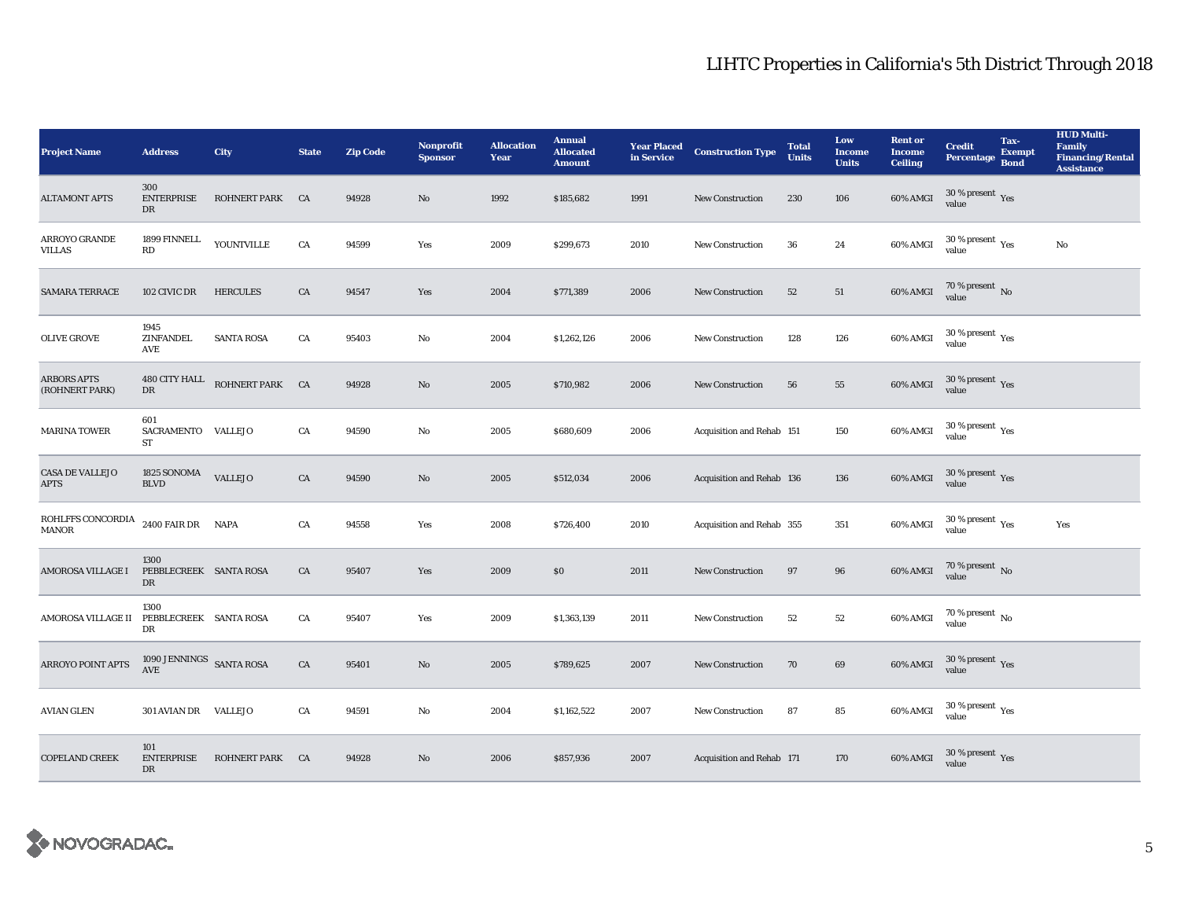# LIHTC Properties in California's 5th District Through 2018

| Project Name | Address | City | State | Zip Code | Nonprofit Sponsor | Allocation Year | Annual Allocated Amount | Year Placed in Service | Construction Type | Total Units | Low Income Units | Rent or Income Ceiling | Credit Percentage | Tax-Exempt Bond | HUD Multi-Family Financing/Rental Assistance |
|---|---|---|---|---|---|---|---|---|---|---|---|---|---|---|---|
| ALTAMONT APTS | 300 ENTERPRISE DR | ROHNERT PARK | CA | 94928 | No | 1992 | $185,682 | 1991 | New Construction | 230 | 106 | 60% AMGI | 30 % present value | Yes | |
| ARROYO GRANDE VILLAS | 1899 FINNELL RD | YOUNTVILLE | CA | 94599 | Yes | 2009 | $299,673 | 2010 | New Construction | 36 | 24 | 60% AMGI | 30 % present value | Yes | No |
| SAMARA TERRACE | 102 CIVIC DR | HERCULES | CA | 94547 | Yes | 2004 | $771,389 | 2006 | New Construction | 52 | 51 | 60% AMGI | 70 % present value | No | |
| OLIVE GROVE | 1945 ZINFANDEL AVE | SANTA ROSA | CA | 95403 | No | 2004 | $1,262,126 | 2006 | New Construction | 128 | 126 | 60% AMGI | 30 % present value | Yes | |
| ARBORS APTS (ROHNERT PARK) | 480 CITY HALL DR | ROHNERT PARK | CA | 94928 | No | 2005 | $710,982 | 2006 | New Construction | 56 | 55 | 60% AMGI | 30 % present value | Yes | |
| MARINA TOWER | 601 SACRAMENTO ST | VALLEJO | CA | 94590 | No | 2005 | $680,609 | 2006 | Acquisition and Rehab | 151 | 150 | 60% AMGI | 30 % present value | Yes | |
| CASA DE VALLEJO APTS | 1825 SONOMA BLVD | VALLEJO | CA | 94590 | No | 2005 | $512,034 | 2006 | Acquisition and Rehab | 136 | 136 | 60% AMGI | 30 % present value | Yes | |
| ROHLFFS CONCORDIA MANOR | 2400 FAIR DR | NAPA | CA | 94558 | Yes | 2008 | $726,400 | 2010 | Acquisition and Rehab | 355 | 351 | 60% AMGI | 30 % present value | Yes | Yes |
| AMOROSA VILLAGE I | 1300 PEBBLECREEK DR | SANTA ROSA | CA | 95407 | Yes | 2009 | $0 | 2011 | New Construction | 97 | 96 | 60% AMGI | 70 % present value | No | |
| AMOROSA VILLAGE II | 1300 PEBBLECREEK DR | SANTA ROSA | CA | 95407 | Yes | 2009 | $1,363,139 | 2011 | New Construction | 52 | 52 | 60% AMGI | 70 % present value | No | |
| ARROYO POINT APTS | 1090 JENNINGS AVE | SANTA ROSA | CA | 95401 | No | 2005 | $789,625 | 2007 | New Construction | 70 | 69 | 60% AMGI | 30 % present value | Yes | |
| AVIAN GLEN | 301 AVIAN DR | VALLEJO | CA | 94591 | No | 2004 | $1,162,522 | 2007 | New Construction | 87 | 85 | 60% AMGI | 30 % present value | Yes | |
| COPELAND CREEK | 101 ENTERPRISE DR | ROHNERT PARK | CA | 94928 | No | 2006 | $857,936 | 2007 | Acquisition and Rehab | 171 | 170 | 60% AMGI | 30 % present value | Yes | |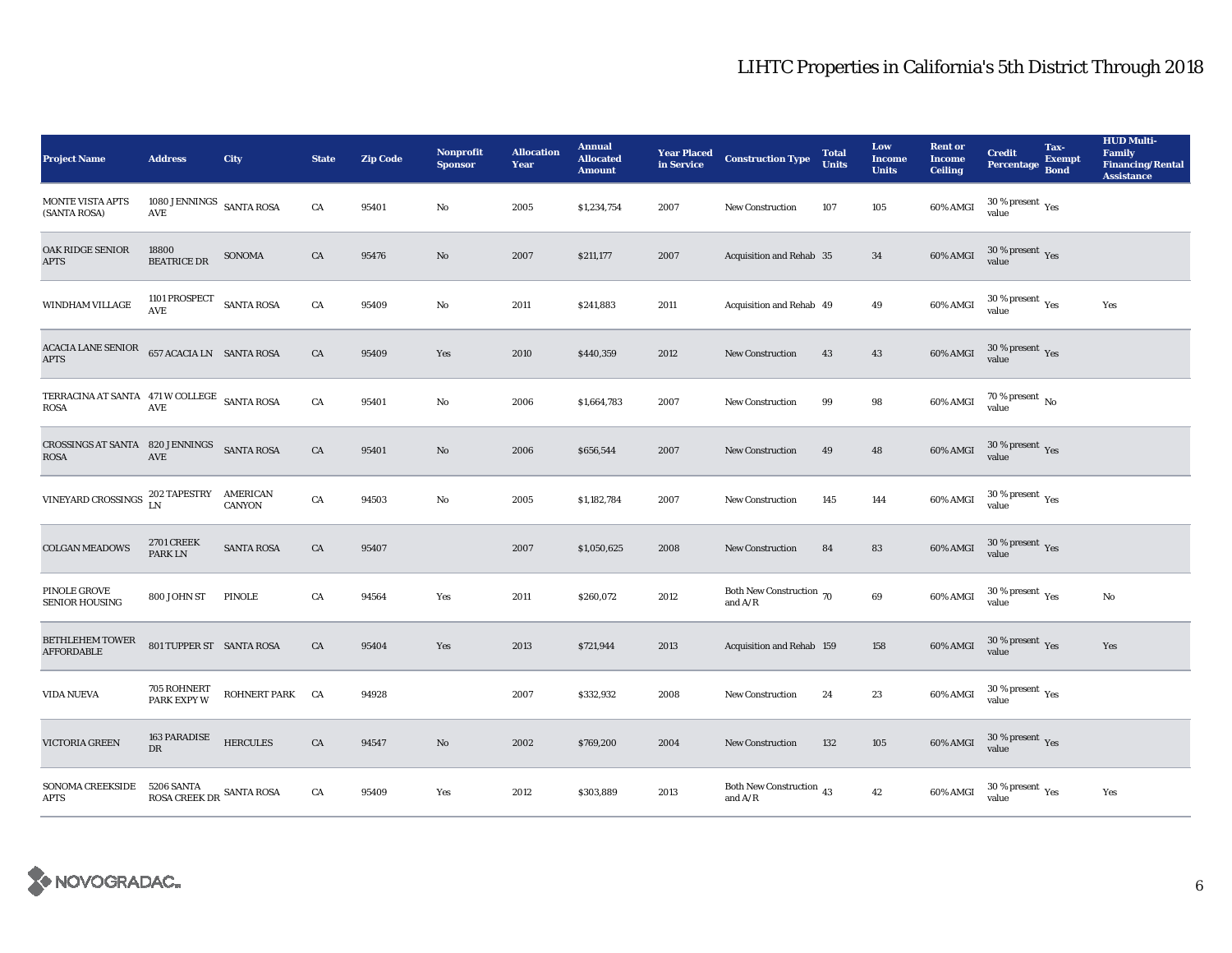# LIHTC Properties in California's 5th District Through 2018

| Project Name | Address | City | State | Zip Code | Nonprofit Sponsor | Allocation Year | Annual Allocated Amount | Year Placed in Service | Construction Type | Total Units | Low Income Units | Rent or Income Ceiling | Credit Percentage | Tax-Exempt Bond | HUD Multi-Family Financing/Rental Assistance |
|---|---|---|---|---|---|---|---|---|---|---|---|---|---|---|---|
| MONTE VISTA APTS (SANTA ROSA) | 1080 JENNINGS AVE | SANTA ROSA | CA | 95401 | No | 2005 | $1,234,754 | 2007 | New Construction | 107 | 105 | 60% AMGI | 30 % present value | Yes | |
| OAK RIDGE SENIOR APTS | 18800 BEATRICE DR | SONOMA | CA | 95476 | No | 2007 | $211,177 | 2007 | Acquisition and Rehab | 35 | 34 | 60% AMGI | 30 % present value | Yes | |
| WINDHAM VILLAGE | 1101 PROSPECT AVE | SANTA ROSA | CA | 95409 | No | 2011 | $241,883 | 2011 | Acquisition and Rehab | 49 | 49 | 60% AMGI | 30 % present value | Yes | Yes |
| ACACIA LANE SENIOR APTS | 657 ACACIA LN | SANTA ROSA | CA | 95409 | Yes | 2010 | $440,359 | 2012 | New Construction | 43 | 43 | 60% AMGI | 30 % present value | Yes | |
| TERRACINA AT SANTA ROSA | 471 W COLLEGE AVE | SANTA ROSA | CA | 95401 | No | 2006 | $1,664,783 | 2007 | New Construction | 99 | 98 | 60% AMGI | 70 % present value | No | |
| CROSSINGS AT SANTA ROSA | 820 JENNINGS AVE | SANTA ROSA | CA | 95401 | No | 2006 | $656,544 | 2007 | New Construction | 49 | 48 | 60% AMGI | 30 % present value | Yes | |
| VINEYARD CROSSINGS | 202 TAPESTRY LN | AMERICAN CANYON | CA | 94503 | No | 2005 | $1,182,784 | 2007 | New Construction | 145 | 144 | 60% AMGI | 30 % present value | Yes | |
| COLGAN MEADOWS | 2701 CREEK PARK LN | SANTA ROSA | CA | 95407 | | 2007 | $1,050,625 | 2008 | New Construction | 84 | 83 | 60% AMGI | 30 % present value | Yes | |
| PINOLE GROVE SENIOR HOUSING | 800 JOHN ST | PINOLE | CA | 94564 | Yes | 2011 | $260,072 | 2012 | Both New Construction and A/R | 70 | 69 | 60% AMGI | 30 % present value | Yes | No |
| BETHLEHEM TOWER AFFORDABLE | 801 TUPPER ST | SANTA ROSA | CA | 95404 | Yes | 2013 | $721,944 | 2013 | Acquisition and Rehab | 159 | 158 | 60% AMGI | 30 % present value | Yes | Yes |
| VIDA NUEVA | 705 ROHNERT PARK EXPY W | ROHNERT PARK | CA | 94928 | | 2007 | $332,932 | 2008 | New Construction | 24 | 23 | 60% AMGI | 30 % present value | Yes | |
| VICTORIA GREEN | 163 PARADISE DR | HERCULES | CA | 94547 | No | 2002 | $769,200 | 2004 | New Construction | 132 | 105 | 60% AMGI | 30 % present value | Yes | |
| SONOMA CREEKSIDE APTS | 5206 SANTA ROSA CREEK DR | SANTA ROSA | CA | 95409 | Yes | 2012 | $303,889 | 2013 | Both New Construction and A/R | 43 | 42 | 60% AMGI | 30 % present value | Yes | Yes |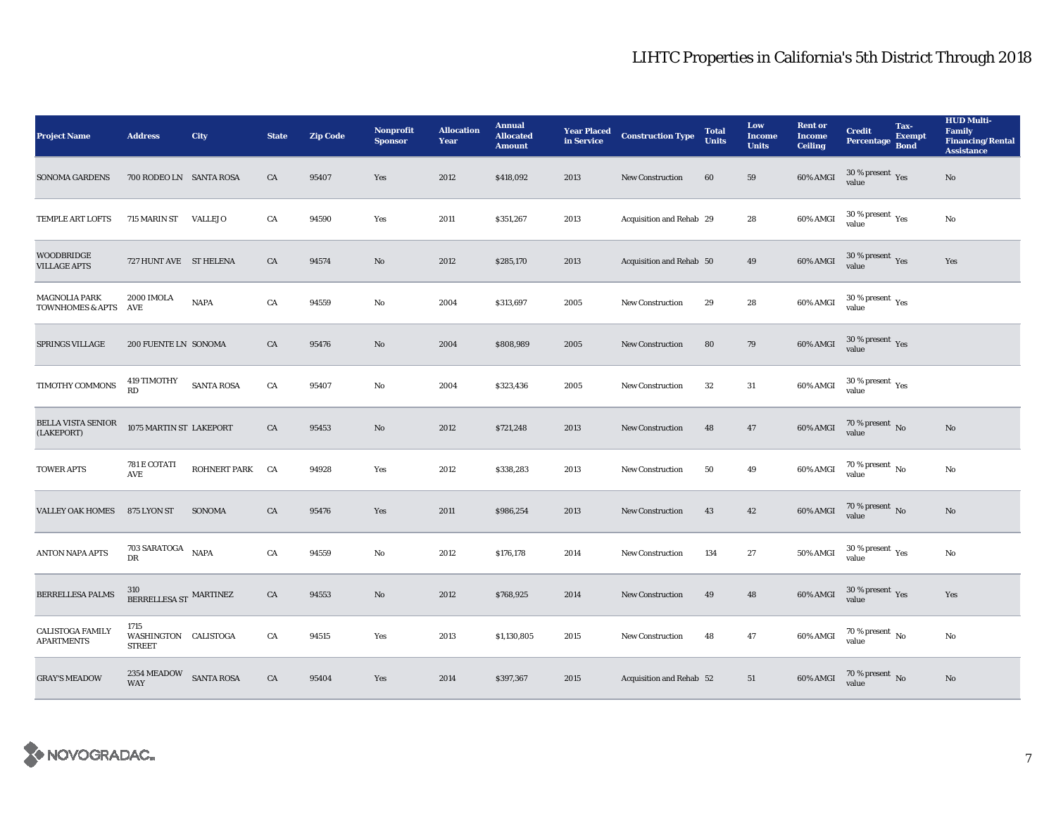# LIHTC Properties in California's 5th District Through 2018

| Project Name | Address | City | State | Zip Code | Nonprofit Sponsor | Allocation Year | Annual Allocated Amount | Year Placed in Service | Construction Type | Total Units | Low Income Units | Rent or Income Ceiling | Credit Percentage | Tax-Exempt Bond | HUD Multi-Family Financing/Rental Assistance |
|---|---|---|---|---|---|---|---|---|---|---|---|---|---|---|---|
| SONOMA GARDENS | 700 RODEO LN | SANTA ROSA | CA | 95407 | Yes | 2012 | $418,092 | 2013 | New Construction | 60 | 59 | 60% AMGI | 30 % present value | Yes | No |
| TEMPLE ART LOFTS | 715 MARIN ST | VALLEJO | CA | 94590 | Yes | 2011 | $351,267 | 2013 | Acquisition and Rehab | 29 | 28 | 60% AMGI | 30 % present value | Yes | No |
| WOODBRIDGE VILLAGE APTS | 727 HUNT AVE | ST HELENA | CA | 94574 | No | 2012 | $285,170 | 2013 | Acquisition and Rehab | 50 | 49 | 60% AMGI | 30 % present value | Yes | Yes |
| MAGNOLIA PARK TOWNHOMES & APTS | 2000 IMOLA AVE | NAPA | CA | 94559 | No | 2004 | $313,697 | 2005 | New Construction | 29 | 28 | 60% AMGI | 30 % present value | Yes | |
| SPRINGS VILLAGE | 200 FUENTE LN | SONOMA | CA | 95476 | No | 2004 | $808,989 | 2005 | New Construction | 80 | 79 | 60% AMGI | 30 % present value | Yes | |
| TIMOTHY COMMONS | 419 TIMOTHY RD | SANTA ROSA | CA | 95407 | No | 2004 | $323,436 | 2005 | New Construction | 32 | 31 | 60% AMGI | 30 % present value | Yes | |
| BELLA VISTA SENIOR (LAKEPORT) | 1075 MARTIN ST | LAKEPORT | CA | 95453 | No | 2012 | $721,248 | 2013 | New Construction | 48 | 47 | 60% AMGI | 70 % present value | No | No |
| TOWER APTS | 781 E COTATI AVE | ROHNERT PARK | CA | 94928 | Yes | 2012 | $338,283 | 2013 | New Construction | 50 | 49 | 60% AMGI | 70 % present value | No | No |
| VALLEY OAK HOMES | 875 LYON ST | SONOMA | CA | 95476 | Yes | 2011 | $986,254 | 2013 | New Construction | 43 | 42 | 60% AMGI | 70 % present value | No | No |
| ANTON NAPA APTS | 703 SARATOGA DR | NAPA | CA | 94559 | No | 2012 | $176,178 | 2014 | New Construction | 134 | 27 | 50% AMGI | 30 % present value | Yes | No |
| BERRELLESA PALMS | 310 BERRELLESA ST | MARTINEZ | CA | 94553 | No | 2012 | $768,925 | 2014 | New Construction | 49 | 48 | 60% AMGI | 30 % present value | Yes | Yes |
| CALISTOGA FAMILY APARTMENTS | 1715 WASHINGTON STREET | CALISTOGA | CA | 94515 | Yes | 2013 | $1,130,805 | 2015 | New Construction | 48 | 47 | 60% AMGI | 70 % present value | No | No |
| GRAY'S MEADOW | 2354 MEADOW WAY | SANTA ROSA | CA | 95404 | Yes | 2014 | $397,367 | 2015 | Acquisition and Rehab | 52 | 51 | 60% AMGI | 70 % present value | No | No |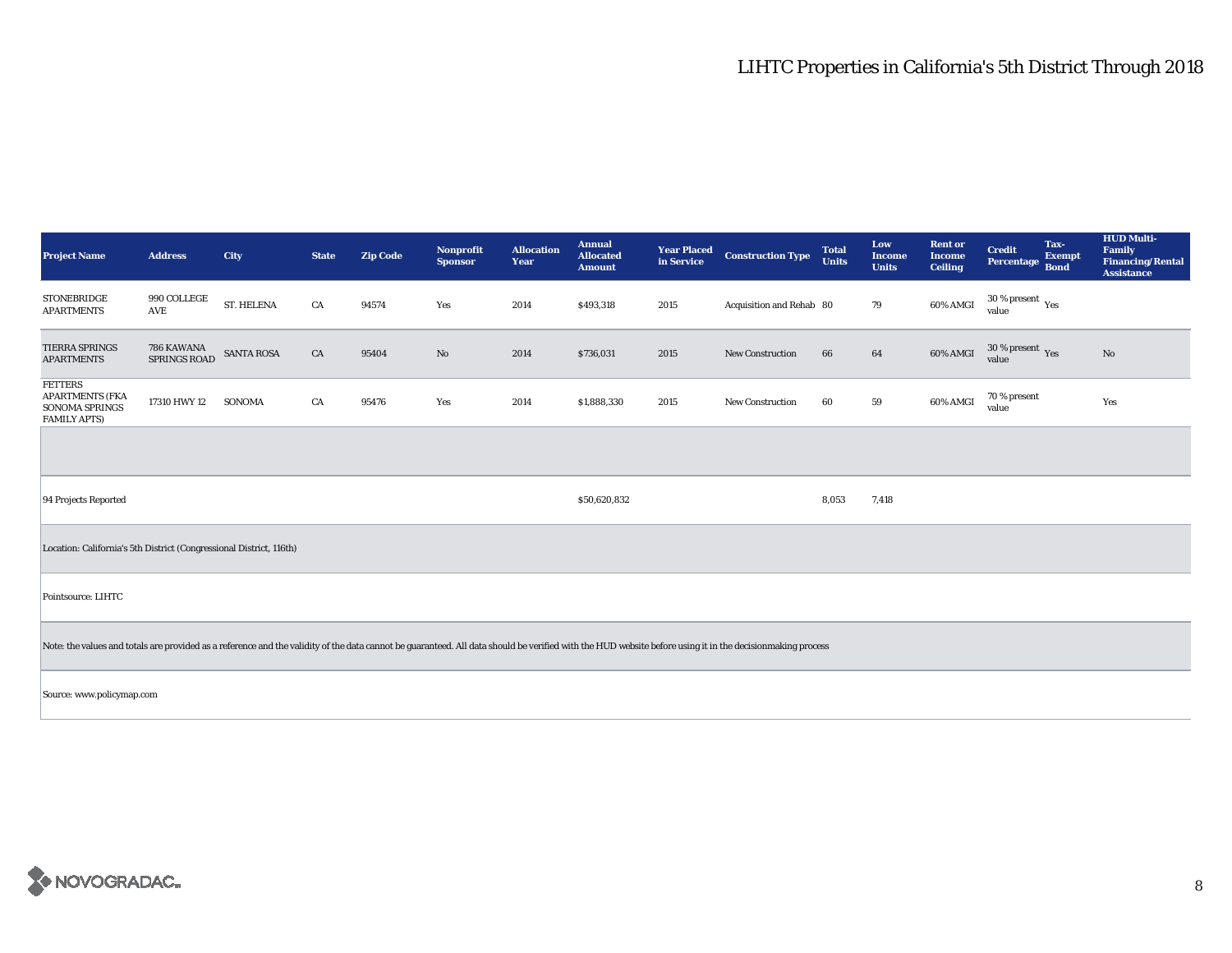# LIHTC Properties in California's 5th District Through 2018

| Project Name | Address | City | State | Zip Code | Nonprofit Sponsor | Allocation Year | Annual Allocated Amount | Year Placed in Service | Construction Type | Total Units | Low Income Units | Rent or Income Ceiling | Credit Percentage | Tax-Exempt Bond | HUD Multi-Family Financing/Rental Assistance |
|---|---|---|---|---|---|---|---|---|---|---|---|---|---|---|---|
| STONEBRIDGE APARTMENTS | 990 COLLEGE AVE | ST. HELENA | CA | 94574 | Yes | 2014 | $493,318 | 2015 | Acquisition and Rehab | 80 | 79 | 60% AMGI | 30 % present value | Yes | |
| TIERRA SPRINGS APARTMENTS | 786 KAWANA SPRINGS ROAD | SANTA ROSA | CA | 95404 | No | 2014 | $736,031 | 2015 | New Construction | 66 | 64 | 60% AMGI | 30 % present value | Yes | No |
| FETTERS APARTMENTS (FKA SONOMA SPRINGS FAMILY APTS) | 17310 HWY 12 | SONOMA | CA | 95476 | Yes | 2014 | $1,888,330 | 2015 | New Construction | 60 | 59 | 60% AMGI | 70 % present value | | Yes |
| | | | | | | | | | | | | | | | |
| 94 Projects Reported | | | | | | | $50,620,832 | | | 8,053 | 7,418 | | | | |

Location: California's 5th District (Congressional District, 116th)

Pointsource: LIHTC

Note: the values and totals are provided as a reference and the validity of the data cannot be guaranteed. All data should be verified with the HUD website before using it in the decisionmaking process

Source: www.policymap.com